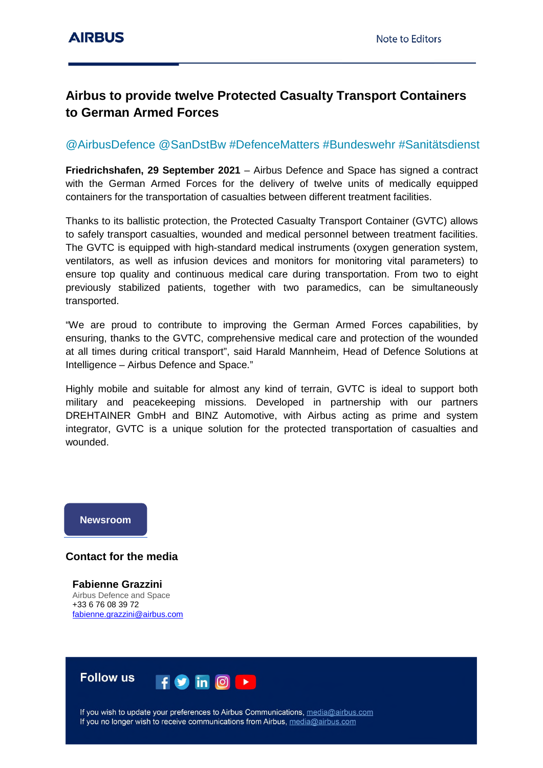AIRBUS

Note to Editors

# Airbus to provide twelve Protected Casualty Transport Containers to German Armed Forces

@AirbusDefence @SanDstBw #DefenceMatters #Bundeswehr #Sanitätsdienst

**Friedrichshafen, 29 September 2021** – Airbus Defence and Space has signed a contract with the German Armed Forces for the delivery of twelve units of medically equipped containers for the transportation of casualties between different treatment facilities.

Thanks to its ballistic protection, the Protected Casualty Transport Container (GVTC) allows to safely transport casualties, wounded and medical personnel between treatment facilities. The GVTC is equipped with high-standard medical instruments (oxygen generation system, ventilators, as well as infusion devices and monitors for monitoring vital parameters) to ensure top quality and continuous medical care during transportation. From two to eight previously stabilized patients, together with two paramedics, can be simultaneously transported.

"We are proud to contribute to improving the German Armed Forces capabilities, by ensuring, thanks to the GVTC, comprehensive medical care and protection of the wounded at all times during critical transport", said Harald Mannheim, Head of Defence Solutions at Intelligence – Airbus Defence and Space."

Highly mobile and suitable for almost any kind of terrain, GVTC is ideal to support both military and peacekeeping missions. Developed in partnership with our partners DREHTAINER GmbH and BINZ Automotive, with Airbus acting as prime and system integrator, GVTC is a unique solution for the protected transportation of casualties and wounded.

**Newsroom**

## Contact for the media

**Fabienne Grazzini**
Airbus Defence and Space
+33 6 76 08 39 72
fabienne.grazzini@airbus.com

**Follow us**

If you wish to update your preferences to Airbus Communications, media@airbus.com
If you no longer wish to receive communications from Airbus, media@airbus.com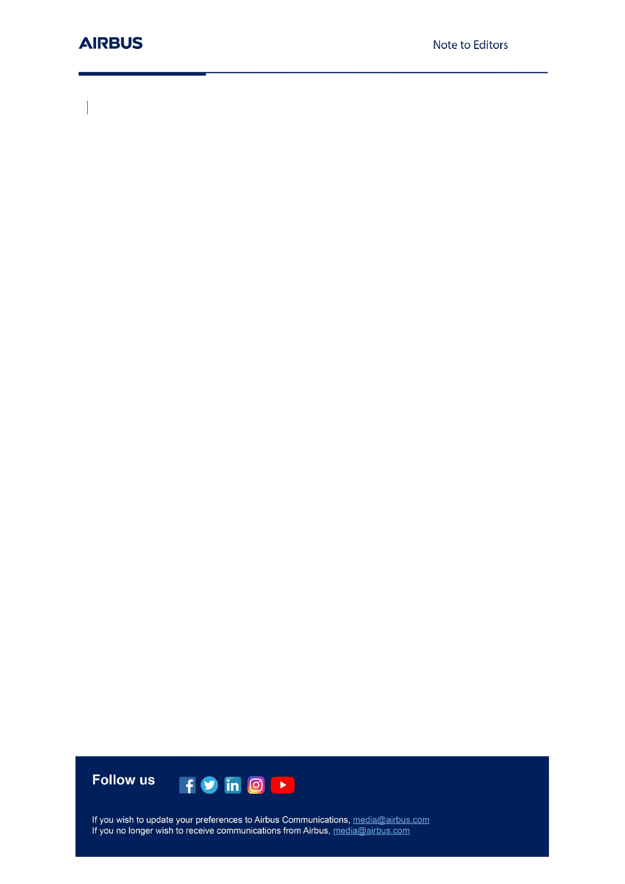**Follow us**

If you wish to update your preferences to Airbus Communications, [media@airbus.com](mailto:media@airbus.com)
If you no longer wish to receive communications from Airbus, [media@airbus.com](mailto:media@airbus.com)